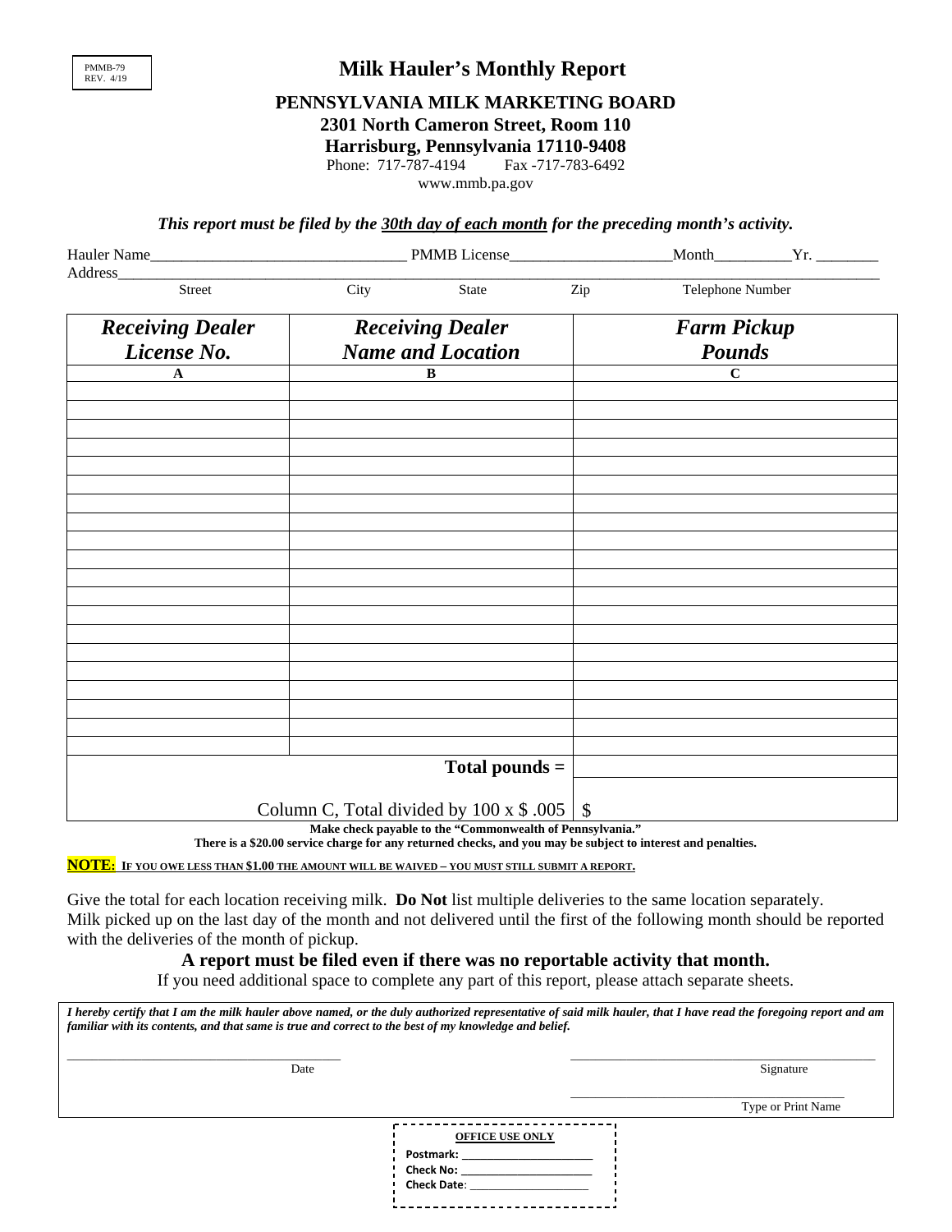PMMB-79
REV. 4/19

# Milk Hauler's Monthly Report

## PENNSYLVANIA MILK MARKETING BOARD

**2301 North Cameron Street, Room 110**
**Harrisburg, Pennsylvania 17110-9408**

Phone: 717-787-4194     Fax -717-783-6492
www.mmb.pa.gov

***This report must be filed by the 30th day of each month for the preceding month's activity.***

Hauler Name________________________________ PMMB License____________________Month_________Yr. ________

Address_______________________________________________________________________________________

Street     City     State     Zip     Telephone Number

| *Receiving Dealer License No.* | *Receiving Dealer Name and Location* | *Farm Pickup Pounds* |
|---|---|---|
| **A** | **B** | **C** |
| | | |
| | | |
| | | |
| | | |
| | | |
| | | |
| | | |
| | | |
| | | |
| | | |
| | | |
| | | |
| | | |
| | | |
| | | |
| | | |
| | | |
| | | |
| | | |
| | | |
| | **Total pounds =** | |
| | Column C, Total divided by 100 x $ .005 | $ |

**Make check payable to the "Commonwealth of Pennsylvania."**
**There is a $20.00 service charge for any returned checks, and you may be subject to interest and penalties.**

**NOTE: IF YOU OWE LESS THAN $1.00 THE AMOUNT WILL BE WAIVED – YOU MUST STILL SUBMIT A REPORT.**

Give the total for each location receiving milk. **Do Not** list multiple deliveries to the same location separately. Milk picked up on the last day of the month and not delivered until the first of the following month should be reported with the deliveries of the month of pickup.

**A report must be filed even if there was no reportable activity that month.**

If you need additional space to complete any part of this report, please attach separate sheets.

***I hereby certify that I am the milk hauler above named, or the duly authorized representative of said milk hauler, that I have read the foregoing report and am familiar with its contents, and that same is true and correct to the best of my knowledge and belief.***

______________________ Date

______________________ Signature

______________________ Type or Print Name

**OFFICE USE ONLY**

**Postmark:** ____________________
**Check No:** ____________________
**Check Date:** ____________________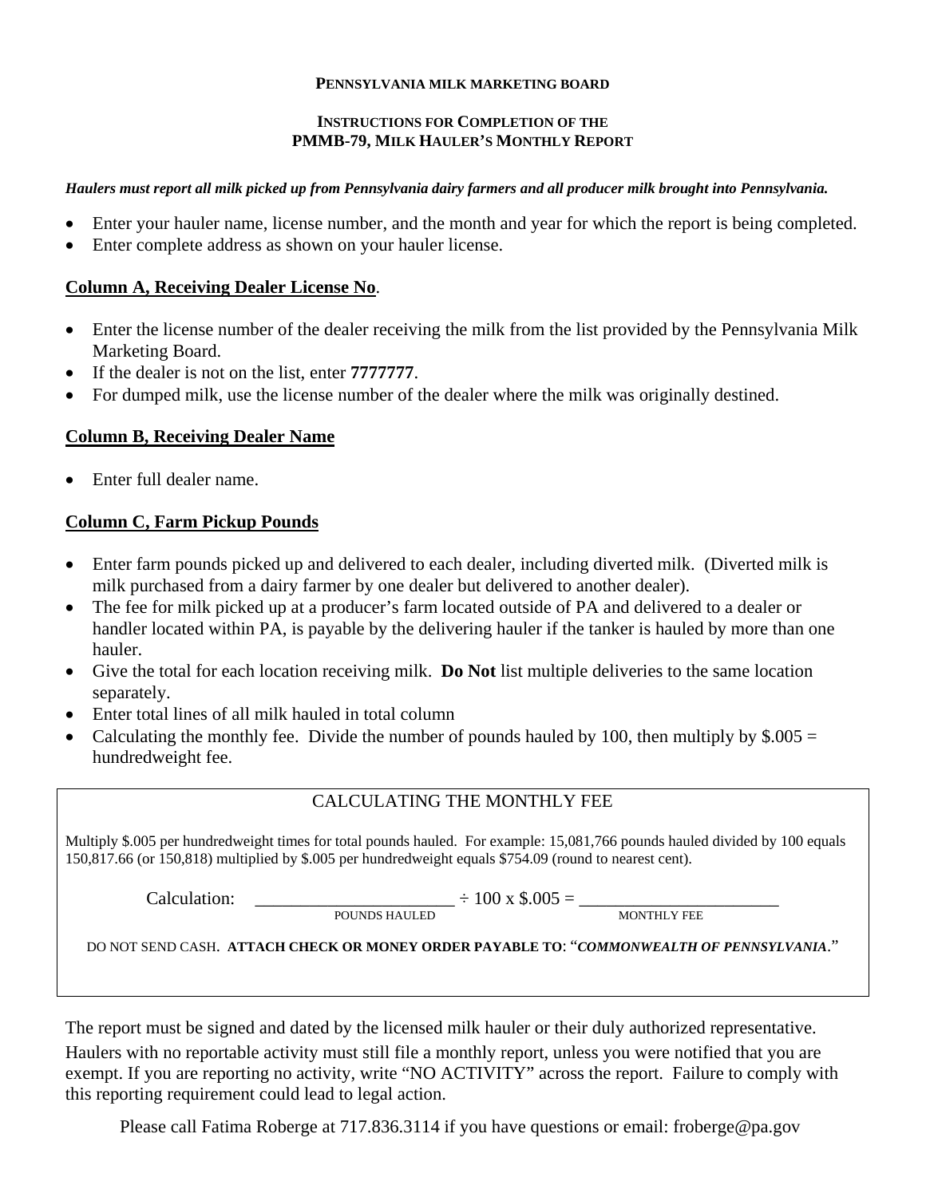**PENNSYLVANIA MILK MARKETING BOARD**

**INSTRUCTIONS FOR COMPLETION OF THE**
**PMMB-79, MILK HAULER'S MONTHLY REPORT**

***Haulers must report all milk picked up from Pennsylvania dairy farmers and all producer milk brought into Pennsylvania.***

- Enter your hauler name, license number, and the month and year for which the report is being completed.
- Enter complete address as shown on your hauler license.

## Column A, Receiving Dealer License No.

- Enter the license number of the dealer receiving the milk from the list provided by the Pennsylvania Milk Marketing Board.
- If the dealer is not on the list, enter **7777777**.
- For dumped milk, use the license number of the dealer where the milk was originally destined.

## Column B, Receiving Dealer Name

- Enter full dealer name.

## Column C, Farm Pickup Pounds

- Enter farm pounds picked up and delivered to each dealer, including diverted milk. (Diverted milk is milk purchased from a dairy farmer by one dealer but delivered to another dealer).
- The fee for milk picked up at a producer's farm located outside of PA and delivered to a dealer or handler located within PA, is payable by the delivering hauler if the tanker is hauled by more than one hauler.
- Give the total for each location receiving milk. **Do Not** list multiple deliveries to the same location separately.
- Enter total lines of all milk hauled in total column
- Calculating the monthly fee. Divide the number of pounds hauled by 100, then multiply by $.005 = hundredweight fee.

### CALCULATING THE MONTHLY FEE

Multiply $.005 per hundredweight times for total pounds hauled. For example: 15,081,766 pounds hauled divided by 100 equals 150,817.66 (or 150,818) multiplied by $.005 per hundredweight equals $754.09 (round to nearest cent).

Calculation: ______________________ ÷ 100 x $.005 = ______________________
POUNDS HAULED — MONTHLY FEE

DO NOT SEND CASH. **ATTACH CHECK OR MONEY ORDER PAYABLE TO**: "***COMMONWEALTH OF PENNSYLVANIA***."

The report must be signed and dated by the licensed milk hauler or their duly authorized representative.

Haulers with no reportable activity must still file a monthly report, unless you were notified that you are exempt. If you are reporting no activity, write "NO ACTIVITY" across the report. Failure to comply with this reporting requirement could lead to legal action.

Please call Fatima Roberge at 717.836.3114 if you have questions or email: froberge@pa.gov